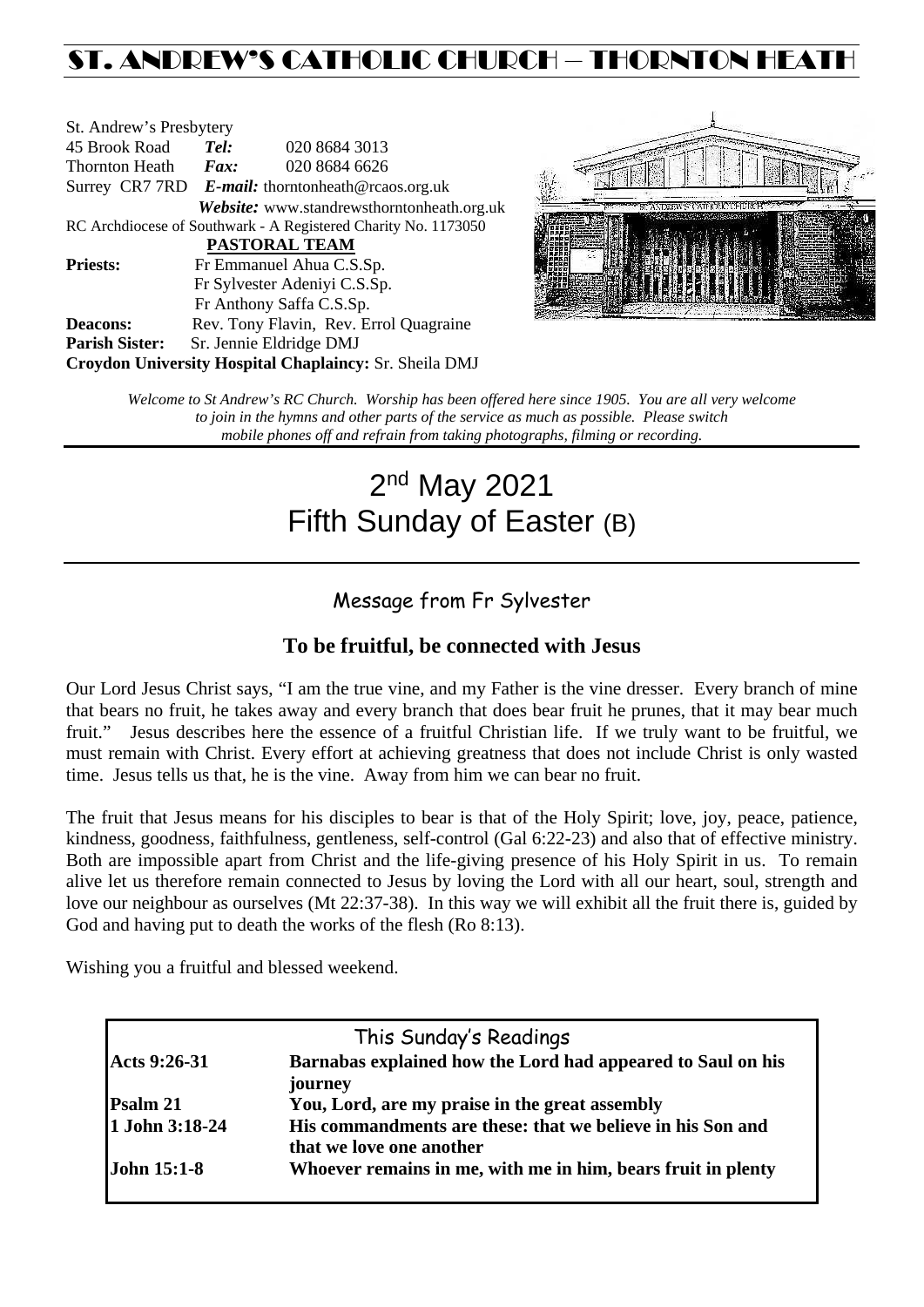# ST. ANDREW'S CATHOLIC CHURCH – THORNTON HEATH

St. Andrew's Presbytery
45 Brook Road **Tel:** 020 8684 3013
Thornton Heath **Fax:** 020 8684 6626
Surrey CR7 7RD **E-mail:** thorntonheath@rcaos.org.uk
**Website:** www.standrewsthorntonheath.org.uk
RC Archdiocese of Southwark - A Registered Charity No. 1173050

**PASTORAL TEAM**

**Priests:** Fr Emmanuel Ahua C.S.Sp.
Fr Sylvester Adeniyi C.S.Sp.
Fr Anthony Saffa C.S.Sp.

**Deacons:** Rev. Tony Flavin, Rev. Errol Quagraine

**Parish Sister:** Sr. Jennie Eldridge DMJ

**Croydon University Hospital Chaplaincy:** Sr. Sheila DMJ

*Welcome to St Andrew's RC Church. Worship has been offered here since 1905. You are all very welcome to join in the hymns and other parts of the service as much as possible. Please switch mobile phones off and refrain from taking photographs, filming or recording.*

# 2nd May 2021
# Fifth Sunday of Easter (B)

## Message from Fr Sylvester

### To be fruitful, be connected with Jesus

Our Lord Jesus Christ says, "I am the true vine, and my Father is the vine dresser. Every branch of mine that bears no fruit, he takes away and every branch that does bear fruit he prunes, that it may bear much fruit." Jesus describes here the essence of a fruitful Christian life. If we truly want to be fruitful, we must remain with Christ. Every effort at achieving greatness that does not include Christ is only wasted time. Jesus tells us that, he is the vine. Away from him we can bear no fruit.

The fruit that Jesus means for his disciples to bear is that of the Holy Spirit; love, joy, peace, patience, kindness, goodness, faithfulness, gentleness, self-control (Gal 6:22-23) and also that of effective ministry. Both are impossible apart from Christ and the life-giving presence of his Holy Spirit in us. To remain alive let us therefore remain connected to Jesus by loving the Lord with all our heart, soul, strength and love our neighbour as ourselves (Mt 22:37-38). In this way we will exhibit all the fruit there is, guided by God and having put to death the works of the flesh (Ro 8:13).

Wishing you a fruitful and blessed weekend.

| This Sunday's Readings | |
|---|---|
| **Acts 9:26-31** | **Barnabas explained how the Lord had appeared to Saul on his journey** |
| **Psalm 21** | **You, Lord, are my praise in the great assembly** |
| **1 John 3:18-24** | **His commandments are these: that we believe in his Son and that we love one another** |
| **John 15:1-8** | **Whoever remains in me, with me in him, bears fruit in plenty** |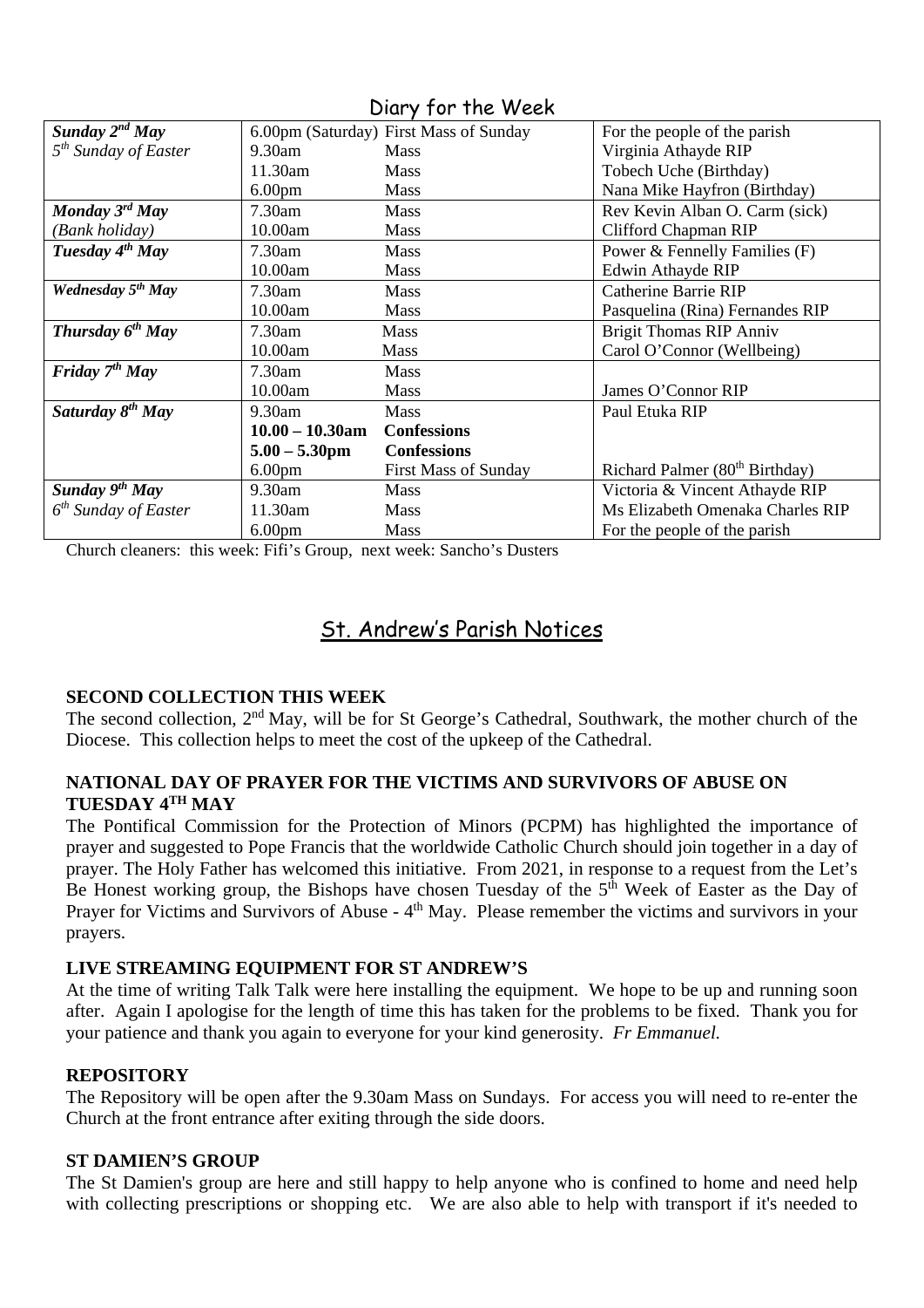## Diary for the Week

| Day | Time | Service | Intention |
|---|---|---|---|
| ***Sunday 2nd May*** | 6.00pm (Saturday) | First Mass of Sunday | For the people of the parish |
| *5th Sunday of Easter* | 9.30am | Mass | Virginia Athayde RIP |
| | 11.30am | Mass | Tobech Uche (Birthday) |
| | 6.00pm | Mass | Nana Mike Hayfron (Birthday) |
| ***Monday 3rd May*** | 7.30am | Mass | Rev Kevin Alban O. Carm (sick) |
| *(Bank holiday)* | 10.00am | Mass | Clifford Chapman RIP |
| ***Tuesday 4th May*** | 7.30am | Mass | Power & Fennelly Families (F) |
| | 10.00am | Mass | Edwin Athayde RIP |
| ***Wednesday 5th May*** | 7.30am | Mass | Catherine Barrie RIP |
| | 10.00am | Mass | Pasquelina (Rina) Fernandes RIP |
| ***Thursday 6th May*** | 7.30am | Mass | Brigit Thomas RIP Anniv |
| | 10.00am | Mass | Carol O'Connor (Wellbeing) |
| ***Friday 7th May*** | 7.30am | Mass | |
| | 10.00am | Mass | James O'Connor RIP |
| ***Saturday 8th May*** | 9.30am | Mass | Paul Etuka RIP |
| | **10.00 – 10.30am** | **Confessions** | |
| | **5.00 – 5.30pm** | **Confessions** | |
| | 6.00pm | First Mass of Sunday | Richard Palmer (80th Birthday) |
| ***Sunday 9th May*** | 9.30am | Mass | Victoria & Vincent Athayde RIP |
| *6th Sunday of Easter* | 11.30am | Mass | Ms Elizabeth Omenaka Charles RIP |
| | 6.00pm | Mass | For the people of the parish |

Church cleaners: this week: Fifi's Group, next week: Sancho's Dusters

## St. Andrew's Parish Notices

**SECOND COLLECTION THIS WEEK**

The second collection, 2nd May, will be for St George's Cathedral, Southwark, the mother church of the Diocese. This collection helps to meet the cost of the upkeep of the Cathedral.

**NATIONAL DAY OF PRAYER FOR THE VICTIMS AND SURVIVORS OF ABUSE ON TUESDAY 4TH MAY**

The Pontifical Commission for the Protection of Minors (PCPM) has highlighted the importance of prayer and suggested to Pope Francis that the worldwide Catholic Church should join together in a day of prayer. The Holy Father has welcomed this initiative. From 2021, in response to a request from the Let's Be Honest working group, the Bishops have chosen Tuesday of the 5th Week of Easter as the Day of Prayer for Victims and Survivors of Abuse - 4th May. Please remember the victims and survivors in your prayers.

**LIVE STREAMING EQUIPMENT FOR ST ANDREW'S**

At the time of writing Talk Talk were here installing the equipment. We hope to be up and running soon after. Again I apologise for the length of time this has taken for the problems to be fixed. Thank you for your patience and thank you again to everyone for your kind generosity. *Fr Emmanuel.*

**REPOSITORY**

The Repository will be open after the 9.30am Mass on Sundays. For access you will need to re-enter the Church at the front entrance after exiting through the side doors.

**ST DAMIEN'S GROUP**

The St Damien's group are here and still happy to help anyone who is confined to home and need help with collecting prescriptions or shopping etc. We are also able to help with transport if it's needed to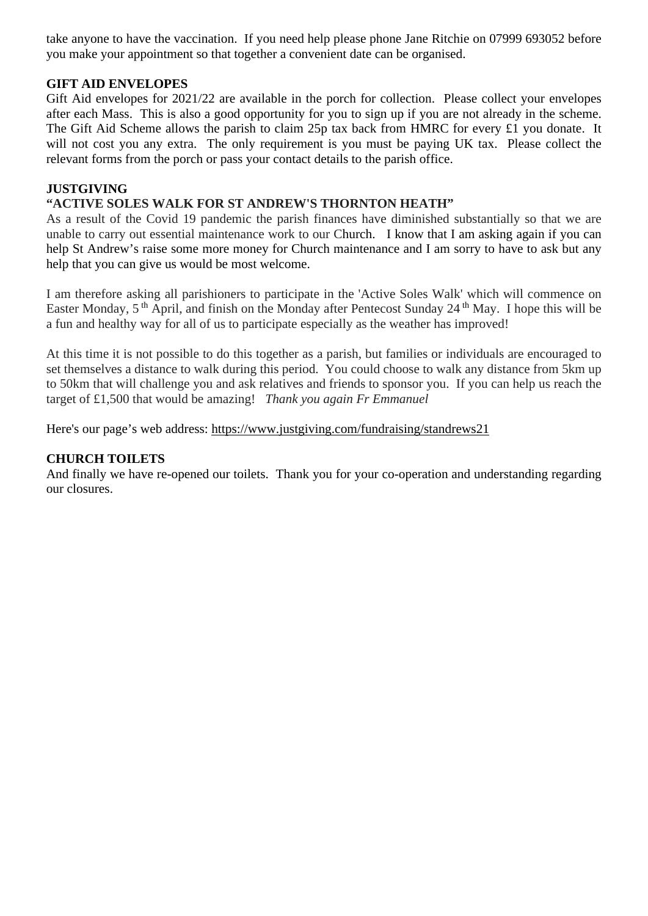take anyone to have the vaccination. If you need help please phone Jane Ritchie on 07999 693052 before you make your appointment so that together a convenient date can be organised.

**GIFT AID ENVELOPES**

Gift Aid envelopes for 2021/22 are available in the porch for collection. Please collect your envelopes after each Mass. This is also a good opportunity for you to sign up if you are not already in the scheme. The Gift Aid Scheme allows the parish to claim 25p tax back from HMRC for every £1 you donate. It will not cost you any extra. The only requirement is you must be paying UK tax. Please collect the relevant forms from the porch or pass your contact details to the parish office.

**JUSTGIVING**

**"ACTIVE SOLES WALK FOR ST ANDREW'S THORNTON HEATH"**

As a result of the Covid 19 pandemic the parish finances have diminished substantially so that we are unable to carry out essential maintenance work to our Church. I know that I am asking again if you can help St Andrew's raise some more money for Church maintenance and I am sorry to have to ask but any help that you can give us would be most welcome.

I am therefore asking all parishioners to participate in the 'Active Soles Walk' which will commence on Easter Monday, 5th April, and finish on the Monday after Pentecost Sunday 24th May. I hope this will be a fun and healthy way for all of us to participate especially as the weather has improved!

At this time it is not possible to do this together as a parish, but families or individuals are encouraged to set themselves a distance to walk during this period. You could choose to walk any distance from 5km up to 50km that will challenge you and ask relatives and friends to sponsor you. If you can help us reach the target of £1,500 that would be amazing! *Thank you again Fr Emmanuel*

Here's our page's web address: https://www.justgiving.com/fundraising/standrews21

**CHURCH TOILETS**

And finally we have re-opened our toilets. Thank you for your co-operation and understanding regarding our closures.